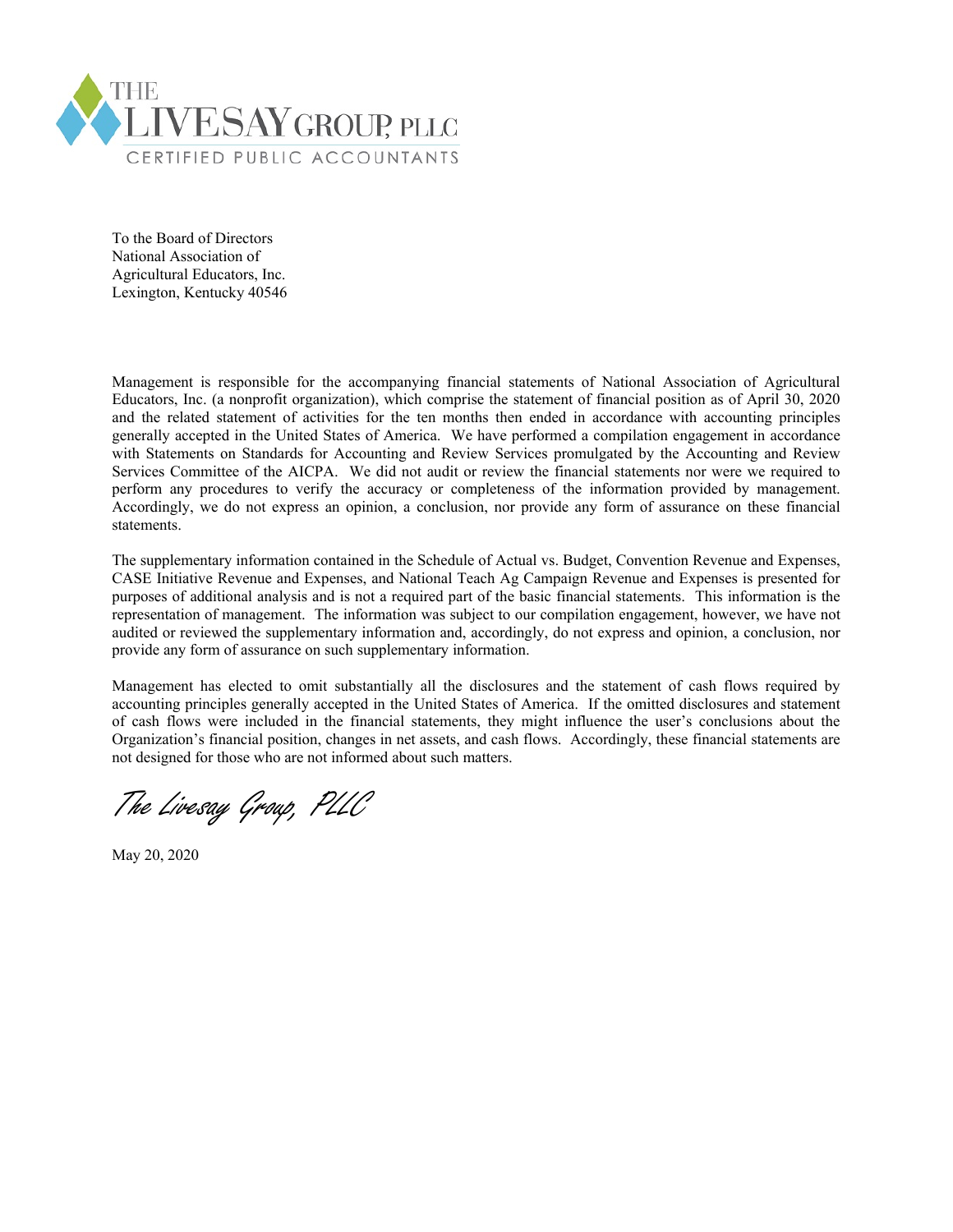THE LIVESAY GROUP, PLLC
CERTIFIED PUBLIC ACCOUNTANTS

To the Board of Directors
National Association of
Agricultural Educators, Inc.
Lexington, Kentucky 40546

Management is responsible for the accompanying financial statements of National Association of Agricultural Educators, Inc. (a nonprofit organization), which comprise the statement of financial position as of April 30, 2020 and the related statement of activities for the ten months then ended in accordance with accounting principles generally accepted in the United States of America. We have performed a compilation engagement in accordance with Statements on Standards for Accounting and Review Services promulgated by the Accounting and Review Services Committee of the AICPA. We did not audit or review the financial statements nor were we required to perform any procedures to verify the accuracy or completeness of the information provided by management. Accordingly, we do not express an opinion, a conclusion, nor provide any form of assurance on these financial statements.

The supplementary information contained in the Schedule of Actual vs. Budget, Convention Revenue and Expenses, CASE Initiative Revenue and Expenses, and National Teach Ag Campaign Revenue and Expenses is presented for purposes of additional analysis and is not a required part of the basic financial statements. This information is the representation of management. The information was subject to our compilation engagement, however, we have not audited or reviewed the supplementary information and, accordingly, do not express and opinion, a conclusion, nor provide any form of assurance on such supplementary information.

Management has elected to omit substantially all the disclosures and the statement of cash flows required by accounting principles generally accepted in the United States of America. If the omitted disclosures and statement of cash flows were included in the financial statements, they might influence the user's conclusions about the Organization's financial position, changes in net assets, and cash flows. Accordingly, these financial statements are not designed for those who are not informed about such matters.

*The Livesay Group, PLLC*

May 20, 2020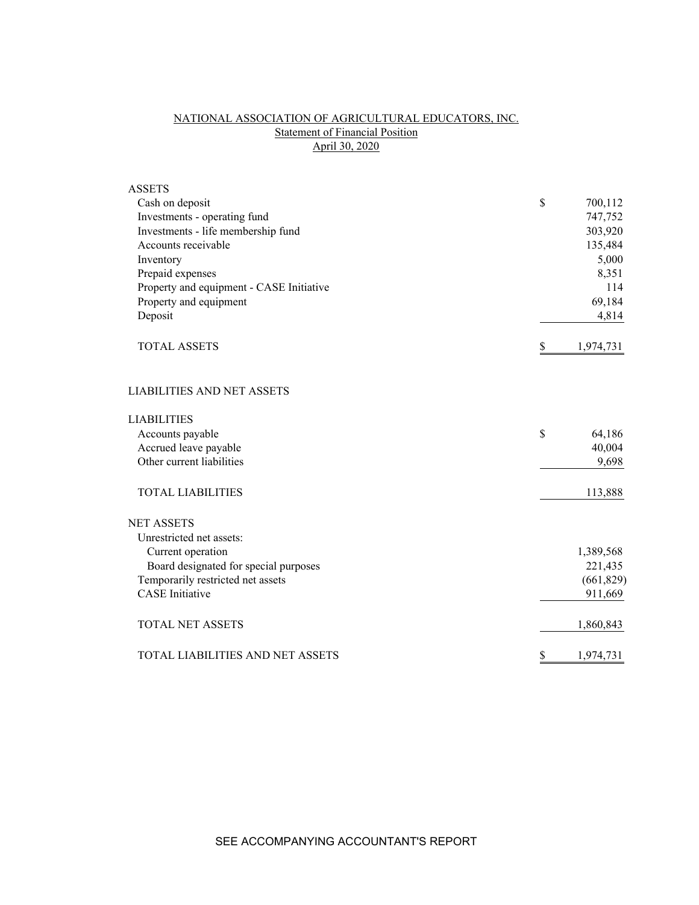# NATIONAL ASSOCIATION OF AGRICULTURAL EDUCATORS, INC.

## Statement of Financial Position

### April 30, 2020

| | |
|---|---|
| **ASSETS** | |
| Cash on deposit | $ 700,112 |
| Investments - operating fund | 747,752 |
| Investments - life membership fund | 303,920 |
| Accounts receivable | 135,484 |
| Inventory | 5,000 |
| Prepaid expenses | 8,351 |
| Property and equipment - CASE Initiative | 114 |
| Property and equipment | 69,184 |
| Deposit | 4,814 |
| TOTAL ASSETS | $ 1,974,731 |
| | |
| **LIABILITIES AND NET ASSETS** | |
| | |
| **LIABILITIES** | |
| Accounts payable | $ 64,186 |
| Accrued leave payable | 40,004 |
| Other current liabilities | 9,698 |
| TOTAL LIABILITIES | 113,888 |
| | |
| **NET ASSETS** | |
| Unrestricted net assets: | |
| Current operation | 1,389,568 |
| Board designated for special purposes | 221,435 |
| Temporarily restricted net assets | (661,829) |
| CASE Initiative | 911,669 |
| TOTAL NET ASSETS | 1,860,843 |
| | |
| TOTAL LIABILITIES AND NET ASSETS | $ 1,974,731 |

SEE ACCOMPANYING ACCOUNTANT'S REPORT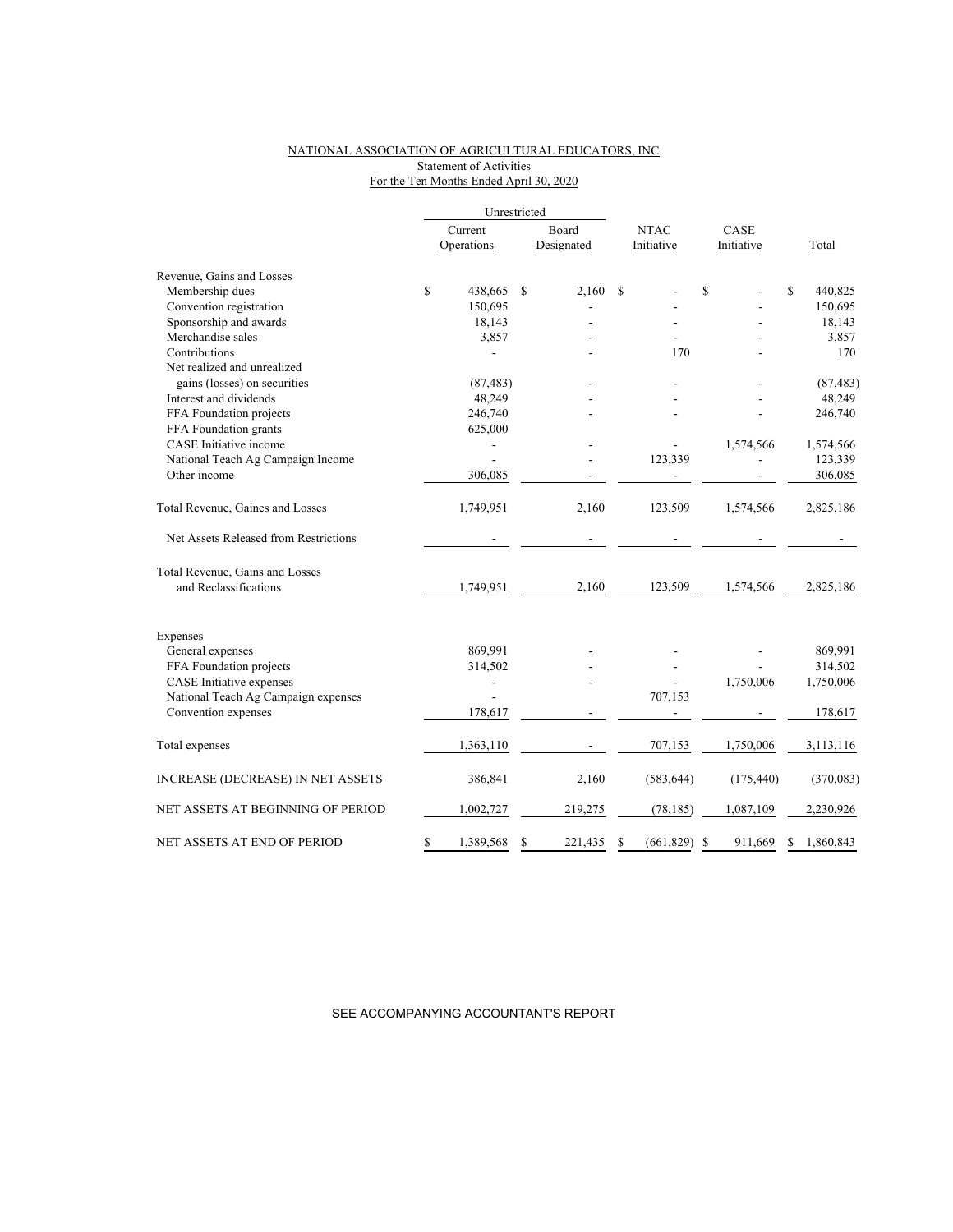NATIONAL ASSOCIATION OF AGRICULTURAL EDUCATORS, INC.
Statement of Activities
For the Ten Months Ended April 30, 2020

| | Unrestricted | | | | |
|---|---|---|---|---|---|
| | Current Operations | Board Designated | NTAC Initiative | CASE Initiative | Total |
| Revenue, Gains and Losses | | | | | |
| Membership dues | $ 438,665 | $ 2,160 | $ - | $ - | $ 440,825 |
| Convention registration | 150,695 | - | - | - | 150,695 |
| Sponsorship and awards | 18,143 | - | - | - | 18,143 |
| Merchandise sales | 3,857 | - | - | - | 3,857 |
| Contributions | - | - | 170 | - | 170 |
| Net realized and unrealized gains (losses) on securities | (87,483) | - | - | - | (87,483) |
| Interest and dividends | 48,249 | - | - | - | 48,249 |
| FFA Foundation projects | 246,740 | - | - | - | 246,740 |
| FFA Foundation grants | 625,000 | | | | |
| CASE Initiative income | - | - | - | 1,574,566 | 1,574,566 |
| National Teach Ag Campaign Income | - | - | 123,339 | - | 123,339 |
| Other income | 306,085 | - | - | - | 306,085 |
| Total Revenue, Gaines and Losses | 1,749,951 | 2,160 | 123,509 | 1,574,566 | 2,825,186 |
| Net Assets Released from Restrictions | - | - | - | - | - |
| Total Revenue, Gains and Losses and Reclassifications | 1,749,951 | 2,160 | 123,509 | 1,574,566 | 2,825,186 |
| Expenses | | | | | |
| General expenses | 869,991 | - | - | - | 869,991 |
| FFA Foundation projects | 314,502 | - | - | - | 314,502 |
| CASE Initiative expenses | - | - | - | 1,750,006 | 1,750,006 |
| National Teach Ag Campaign expenses | - | | 707,153 | | |
| Convention expenses | 178,617 | - | - | - | 178,617 |
| Total expenses | 1,363,110 | - | 707,153 | 1,750,006 | 3,113,116 |
| INCREASE (DECREASE) IN NET ASSETS | 386,841 | 2,160 | (583,644) | (175,440) | (370,083) |
| NET ASSETS AT BEGINNING OF PERIOD | 1,002,727 | 219,275 | (78,185) | 1,087,109 | 2,230,926 |
| NET ASSETS AT END OF PERIOD | $ 1,389,568 | $ 221,435 | $ (661,829) | $ 911,669 | $ 1,860,843 |

SEE ACCOMPANYING ACCOUNTANT'S REPORT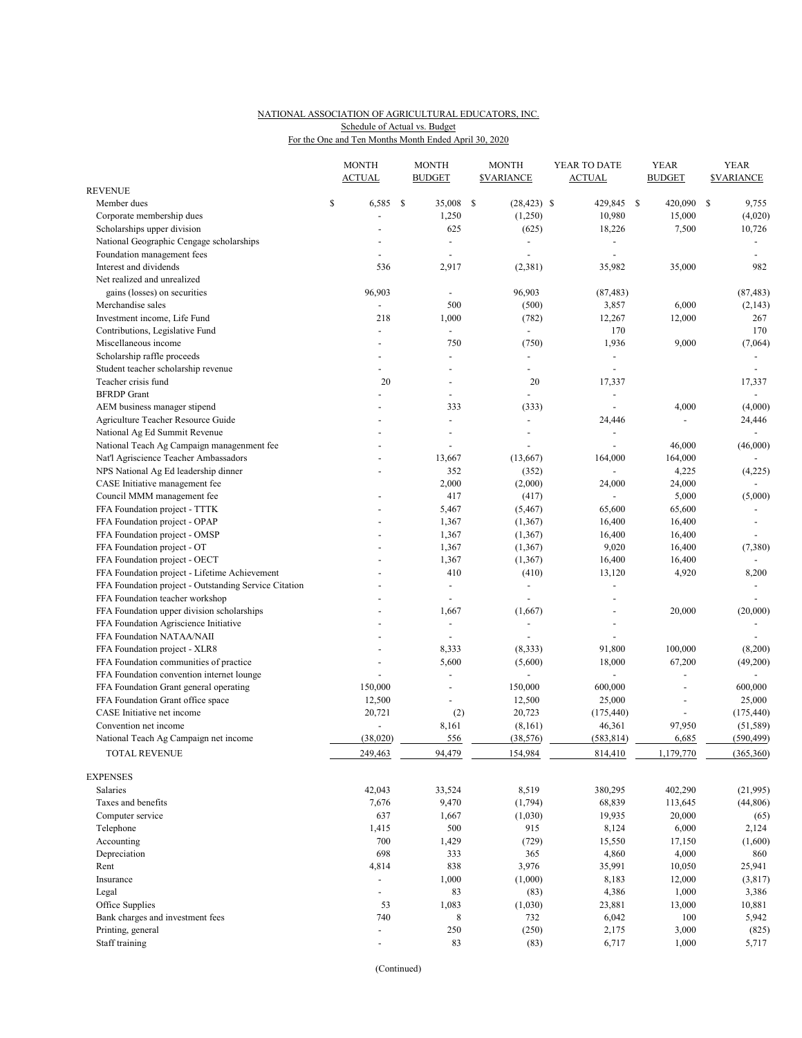NATIONAL ASSOCIATION OF AGRICULTURAL EDUCATORS, INC.
Schedule of Actual vs. Budget
For the One and Ten Months Month Ended April 30, 2020

| | MONTH ACTUAL | MONTH BUDGET | MONTH $VARIANCE | YEAR TO DATE ACTUAL | YEAR BUDGET | YEAR $VARIANCE |
|---|---|---|---|---|---|---|
| **REVENUE** | | | | | | |
| Member dues | $ 6,585 | $ 35,008 | $ (28,423) | $ 429,845 | $ 420,090 | $ 9,755 |
| Corporate membership dues | - | 1,250 | (1,250) | 10,980 | 15,000 | (4,020) |
| Scholarships upper division | - | 625 | (625) | 18,226 | 7,500 | 10,726 |
| National Geographic Cengage scholarships | - | - | - | - | | - |
| Foundation management fees | - | - | - | - | | - |
| Interest and dividends | 536 | 2,917 | (2,381) | 35,982 | 35,000 | 982 |
| Net realized and unrealized gains (losses) on securities | 96,903 | - | 96,903 | (87,483) | | (87,483) |
| Merchandise sales | - | 500 | (500) | 3,857 | 6,000 | (2,143) |
| Investment income, Life Fund | 218 | 1,000 | (782) | 12,267 | 12,000 | 267 |
| Contributions, Legislative Fund | - | - | - | 170 | | 170 |
| Miscellaneous income | - | 750 | (750) | 1,936 | 9,000 | (7,064) |
| Scholarship raffle proceeds | - | - | - | - | | - |
| Student teacher scholarship revenue | - | - | - | - | | - |
| Teacher crisis fund | 20 | - | 20 | 17,337 | | 17,337 |
| BFRDP Grant | - | - | - | - | | - |
| AEM business manager stipend | - | 333 | (333) | - | 4,000 | (4,000) |
| Agriculture Teacher Resource Guide | - | - | - | 24,446 | - | 24,446 |
| National Ag Ed Summit Revenue | - | - | - | - | | - |
| National Teach Ag Campaign managenment fee | - | - | - | - | 46,000 | (46,000) |
| Nat'l Agriscience Teacher Ambassadors | - | 13,667 | (13,667) | 164,000 | 164,000 | - |
| NPS National Ag Ed leadership dinner | - | 352 | (352) | - | 4,225 | (4,225) |
| CASE Initiative management fee | | 2,000 | (2,000) | 24,000 | 24,000 | - |
| Council MMM management fee | - | 417 | (417) | - | 5,000 | (5,000) |
| FFA Foundation project - TTTK | - | 5,467 | (5,467) | 65,600 | 65,600 | - |
| FFA Foundation project - OPAP | - | 1,367 | (1,367) | 16,400 | 16,400 | - |
| FFA Foundation project - OMSP | - | 1,367 | (1,367) | 16,400 | 16,400 | - |
| FFA Foundation project - OT | - | 1,367 | (1,367) | 9,020 | 16,400 | (7,380) |
| FFA Foundation project - OECT | - | 1,367 | (1,367) | 16,400 | 16,400 | - |
| FFA Foundation project - Lifetime Achievement | - | 410 | (410) | 13,120 | 4,920 | 8,200 |
| FFA Foundation project - Outstanding Service Citation | - | - | - | - | | - |
| FFA Foundation teacher workshop | - | - | - | - | | - |
| FFA Foundation upper division scholarships | - | 1,667 | (1,667) | - | 20,000 | (20,000) |
| FFA Foundation Agriscience Initiative | - | - | - | - | | - |
| FFA Foundation NATAA/NAII | - | - | - | - | | - |
| FFA Foundation project - XLR8 | - | 8,333 | (8,333) | 91,800 | 100,000 | (8,200) |
| FFA Foundation communities of practice | - | 5,600 | (5,600) | 18,000 | 67,200 | (49,200) |
| FFA Foundation convention internet lounge | - | - | - | - | - | - |
| FFA Foundation Grant general operating | 150,000 | - | 150,000 | 600,000 | - | 600,000 |
| FFA Foundation Grant office space | 12,500 | - | 12,500 | 25,000 | - | 25,000 |
| CASE Initiative net income | 20,721 | (2) | 20,723 | (175,440) | - | (175,440) |
| Convention net income | - | 8,161 | (8,161) | 46,361 | 97,950 | (51,589) |
| National Teach Ag Campaign net income | (38,020) | 556 | (38,576) | (583,814) | 6,685 | (590,499) |
| TOTAL REVENUE | 249,463 | 94,479 | 154,984 | 814,410 | 1,179,770 | (365,360) |
| **EXPENSES** | | | | | | |
| Salaries | 42,043 | 33,524 | 8,519 | 380,295 | 402,290 | (21,995) |
| Taxes and benefits | 7,676 | 9,470 | (1,794) | 68,839 | 113,645 | (44,806) |
| Computer service | 637 | 1,667 | (1,030) | 19,935 | 20,000 | (65) |
| Telephone | 1,415 | 500 | 915 | 8,124 | 6,000 | 2,124 |
| Accounting | 700 | 1,429 | (729) | 15,550 | 17,150 | (1,600) |
| Depreciation | 698 | 333 | 365 | 4,860 | 4,000 | 860 |
| Rent | 4,814 | 838 | 3,976 | 35,991 | 10,050 | 25,941 |
| Insurance | - | 1,000 | (1,000) | 8,183 | 12,000 | (3,817) |
| Legal | - | 83 | (83) | 4,386 | 1,000 | 3,386 |
| Office Supplies | 53 | 1,083 | (1,030) | 23,881 | 13,000 | 10,881 |
| Bank charges and investment fees | 740 | 8 | 732 | 6,042 | 100 | 5,942 |
| Printing, general | - | 250 | (250) | 2,175 | 3,000 | (825) |
| Staff training | - | 83 | (83) | 6,717 | 1,000 | 5,717 |

(Continued)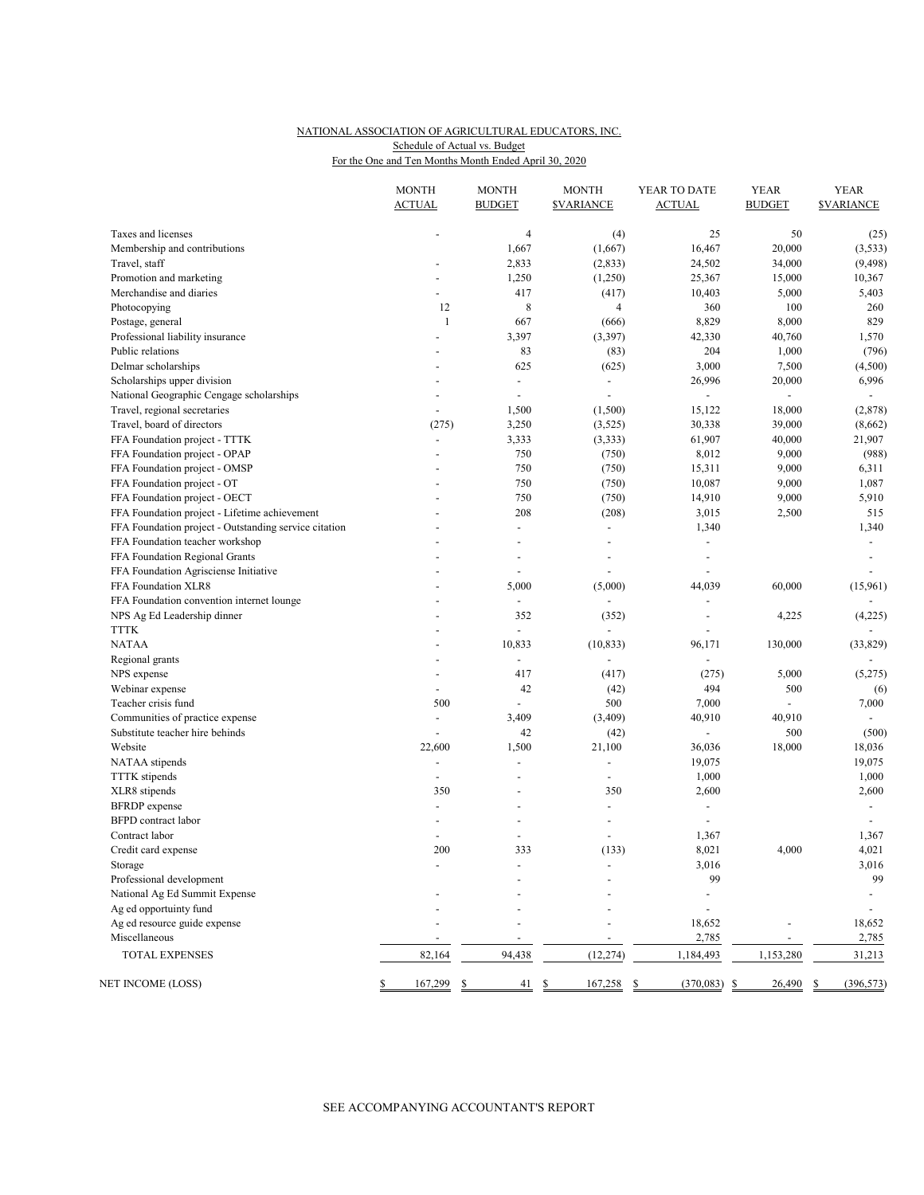NATIONAL ASSOCIATION OF AGRICULTURAL EDUCATORS, INC.
Schedule of Actual vs. Budget
For the One and Ten Months Month Ended April 30, 2020

| | MONTH ACTUAL | MONTH BUDGET | MONTH $VARIANCE | YEAR TO DATE ACTUAL | YEAR BUDGET | YEAR $VARIANCE |
|---|---|---|---|---|---|---|
| Taxes and licenses | - | 4 | (4) | 25 | 50 | (25) |
| Membership and contributions | | 1,667 | (1,667) | 16,467 | 20,000 | (3,533) |
| Travel, staff | - | 2,833 | (2,833) | 24,502 | 34,000 | (9,498) |
| Promotion and marketing | - | 1,250 | (1,250) | 25,367 | 15,000 | 10,367 |
| Merchandise and diaries | - | 417 | (417) | 10,403 | 5,000 | 5,403 |
| Photocopying | 12 | 8 | 4 | 360 | 100 | 260 |
| Postage, general | 1 | 667 | (666) | 8,829 | 8,000 | 829 |
| Professional liability insurance | - | 3,397 | (3,397) | 42,330 | 40,760 | 1,570 |
| Public relations | - | 83 | (83) | 204 | 1,000 | (796) |
| Delmar scholarships | - | 625 | (625) | 3,000 | 7,500 | (4,500) |
| Scholarships upper division | - | - | - | 26,996 | 20,000 | 6,996 |
| National Geographic Cengage scholarships | - | - | - | - | - | - |
| Travel, regional secretaries | - | 1,500 | (1,500) | 15,122 | 18,000 | (2,878) |
| Travel, board of directors | (275) | 3,250 | (3,525) | 30,338 | 39,000 | (8,662) |
| FFA Foundation project - TTTK | - | 3,333 | (3,333) | 61,907 | 40,000 | 21,907 |
| FFA Foundation project - OPAP | - | 750 | (750) | 8,012 | 9,000 | (988) |
| FFA Foundation project - OMSP | - | 750 | (750) | 15,311 | 9,000 | 6,311 |
| FFA Foundation project - OT | - | 750 | (750) | 10,087 | 9,000 | 1,087 |
| FFA Foundation project - OECT | - | 750 | (750) | 14,910 | 9,000 | 5,910 |
| FFA Foundation project - Lifetime achievement | - | 208 | (208) | 3,015 | 2,500 | 515 |
| FFA Foundation project - Outstanding service citation | - | - | - | 1,340 | | 1,340 |
| FFA Foundation teacher workshop | - | - | - | - | | - |
| FFA Foundation Regional Grants | - | - | - | - | | - |
| FFA Foundation Agriscisense Initiative | - | - | - | - | | - |
| FFA Foundation XLR8 | - | 5,000 | (5,000) | 44,039 | 60,000 | (15,961) |
| FFA Foundation convention internet lounge | - | - | - | - | | - |
| NPS Ag Ed Leadership dinner | - | 352 | (352) | - | 4,225 | (4,225) |
| TTTK | - | - | - | - | | - |
| NATAA | - | 10,833 | (10,833) | 96,171 | 130,000 | (33,829) |
| Regional grants | - | - | - | - | | - |
| NPS expense | - | 417 | (417) | (275) | 5,000 | (5,275) |
| Webinar expense | - | 42 | (42) | 494 | 500 | (6) |
| Teacher crisis fund | 500 | - | 500 | 7,000 | - | 7,000 |
| Communities of practice expense | - | 3,409 | (3,409) | 40,910 | 40,910 | - |
| Substitute teacher hire behinds | - | 42 | (42) | - | 500 | (500) |
| Website | 22,600 | 1,500 | 21,100 | 36,036 | 18,000 | 18,036 |
| NATAA stipends | - | - | - | 19,075 | | 19,075 |
| TTTK stipends | - | - | - | 1,000 | | 1,000 |
| XLR8 stipends | 350 | - | 350 | 2,600 | | 2,600 |
| BFRDP expense | - | - | - | - | | - |
| BFPD contract labor | - | - | - | - | | - |
| Contract labor | - | - | - | 1,367 | | 1,367 |
| Credit card expense | 200 | 333 | (133) | 8,021 | 4,000 | 4,021 |
| Storage | - | - | - | 3,016 | | 3,016 |
| Professional development | | - | - | 99 | | 99 |
| National Ag Ed Summit Expense | - | - | - | - | | - |
| Ag ed opportuinty fund | - | - | - | - | | - |
| Ag ed resource guide expense | - | - | - | 18,652 | - | 18,652 |
| Miscellaneous | - | - | - | 2,785 | - | 2,785 |
| TOTAL EXPENSES | 82,164 | 94,438 | (12,274) | 1,184,493 | 1,153,280 | 31,213 |
| NET INCOME (LOSS) | $ 167,299 | $ 41 | $ 167,258 | $ (370,083) | $ 26,490 | $ (396,573) |

SEE ACCOMPANYING ACCOUNTANT'S REPORT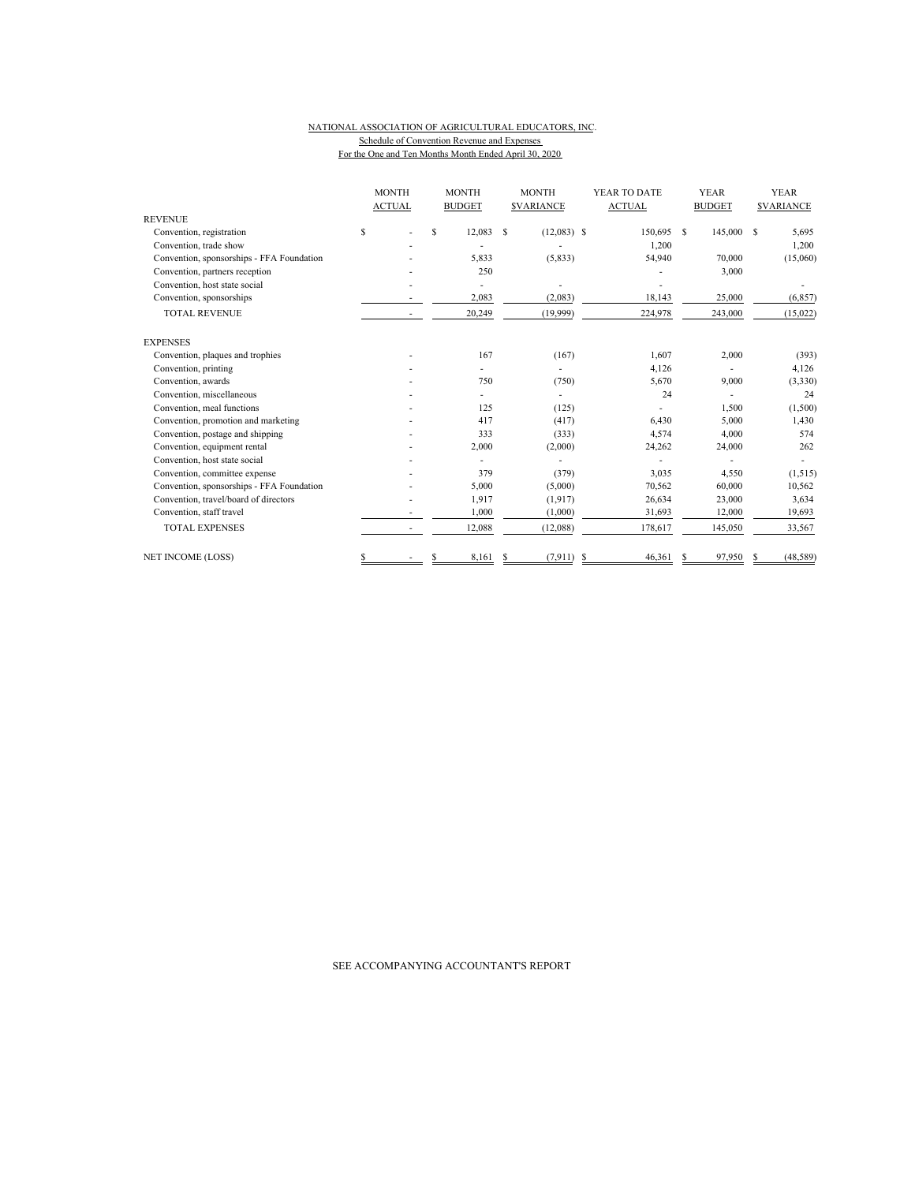NATIONAL ASSOCIATION OF AGRICULTURAL EDUCATORS, INC.
Schedule of Convention Revenue and Expenses
For the One and Ten Months Month Ended April 30, 2020

| | MONTH ACTUAL | MONTH BUDGET | MONTH $VARIANCE | YEAR TO DATE ACTUAL | YEAR BUDGET | YEAR $VARIANCE |
|---|---|---|---|---|---|---|
| REVENUE | | | | | | |
| Convention, registration | $ - | $ 12,083 | $ (12,083) | $ 150,695 | $ 145,000 | $ 5,695 |
| Convention, trade show | - | - | - | 1,200 | | 1,200 |
| Convention, sponsorships - FFA Foundation | - | 5,833 | (5,833) | 54,940 | 70,000 | (15,060) |
| Convention, partners reception | - | 250 | | - | 3,000 | |
| Convention, host state social | - | - | - | - | | - |
| Convention, sponsorships | - | 2,083 | (2,083) | 18,143 | 25,000 | (6,857) |
| TOTAL REVENUE | - | 20,249 | (19,999) | 224,978 | 243,000 | (15,022) |
| EXPENSES | | | | | | |
| Convention, plaques and trophies | - | 167 | (167) | 1,607 | 2,000 | (393) |
| Convention, printing | - | - | - | 4,126 | - | 4,126 |
| Convention, awards | - | 750 | (750) | 5,670 | 9,000 | (3,330) |
| Convention, miscellaneous | - | - | - | 24 | - | 24 |
| Convention, meal functions | - | 125 | (125) | - | 1,500 | (1,500) |
| Convention, promotion and marketing | - | 417 | (417) | 6,430 | 5,000 | 1,430 |
| Convention, postage and shipping | - | 333 | (333) | 4,574 | 4,000 | 574 |
| Convention, equipment rental | - | 2,000 | (2,000) | 24,262 | 24,000 | 262 |
| Convention, host state social | - | - | - | - | - | - |
| Convention, committee expense | - | 379 | (379) | 3,035 | 4,550 | (1,515) |
| Convention, sponsorships - FFA Foundation | - | 5,000 | (5,000) | 70,562 | 60,000 | 10,562 |
| Convention, travel/board of directors | - | 1,917 | (1,917) | 26,634 | 23,000 | 3,634 |
| Convention, staff travel | - | 1,000 | (1,000) | 31,693 | 12,000 | 19,693 |
| TOTAL EXPENSES | - | 12,088 | (12,088) | 178,617 | 145,050 | 33,567 |
| NET INCOME (LOSS) | $ - | $ 8,161 | $ (7,911) | $ 46,361 | $ 97,950 | $ (48,589) |

SEE ACCOMPANYING ACCOUNTANT'S REPORT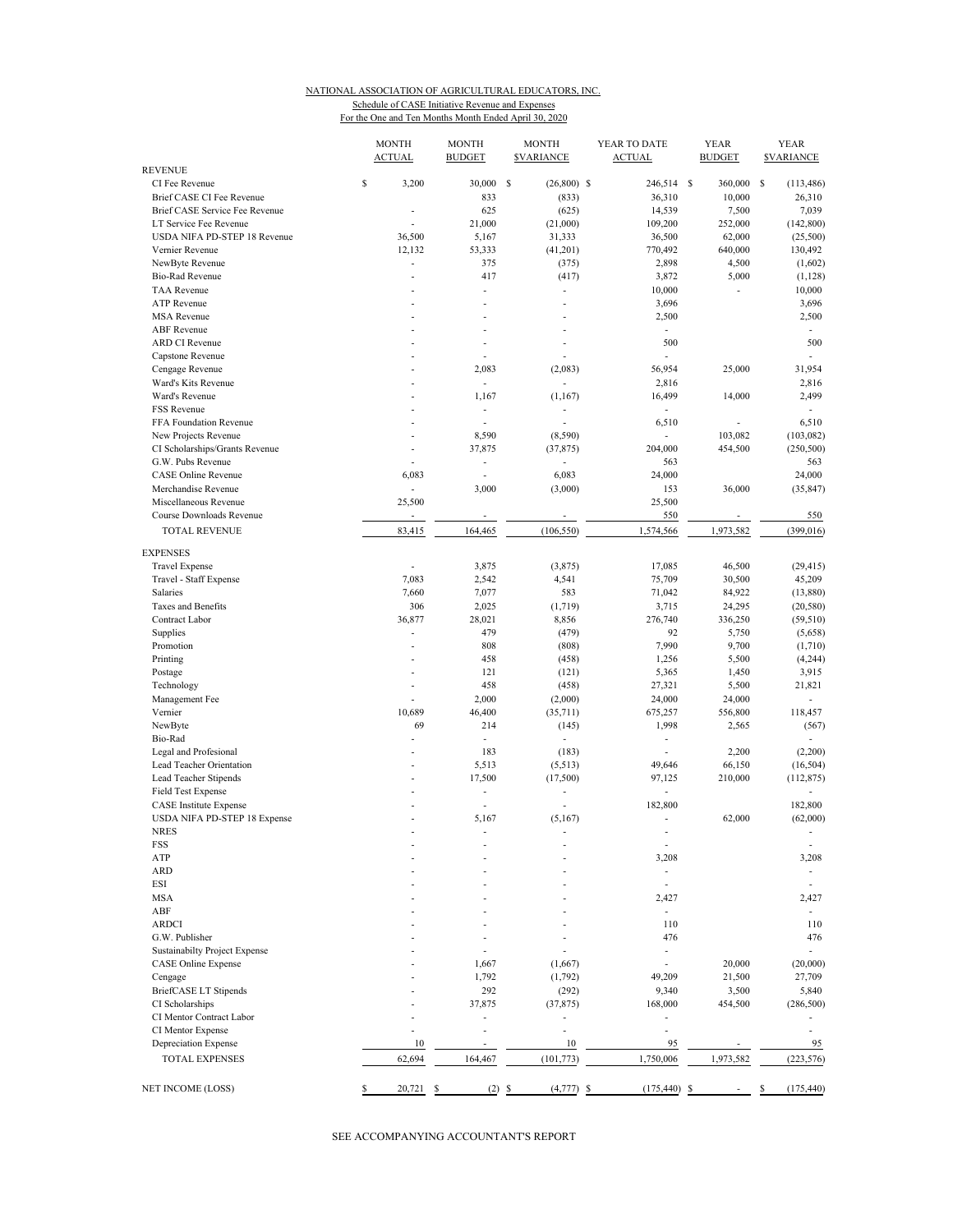NATIONAL ASSOCIATION OF AGRICULTURAL EDUCATORS, INC.

Schedule of CASE Initiative Revenue and Expenses

For the One and Ten Months Month Ended April 30, 2020

| | MONTH ACTUAL | MONTH BUDGET | MONTH $VARIANCE | YEAR TO DATE ACTUAL | YEAR BUDGET | YEAR $VARIANCE |
|---|---|---|---|---|---|---|
| REVENUE | | | | | | |
| CI Fee Revenue | $ 3,200 | 30,000 | $ (26,800) | $ 246,514 | $ 360,000 | $ (113,486) |
| Brief CASE CI Fee Revenue | | 833 | (833) | 36,310 | 10,000 | 26,310 |
| Brief CASE Service Fee Revenue | - | 625 | (625) | 14,539 | 7,500 | 7,039 |
| LT Service Fee Revenue | - | 21,000 | (21,000) | 109,200 | 252,000 | (142,800) |
| USDA NIFA PD-STEP 18 Revenue | 36,500 | 5,167 | 31,333 | 36,500 | 62,000 | (25,500) |
| Vernier Revenue | 12,132 | 53,333 | (41,201) | 770,492 | 640,000 | 130,492 |
| NewByte Revenue | - | 375 | (375) | 2,898 | 4,500 | (1,602) |
| Bio-Rad Revenue | - | 417 | (417) | 3,872 | 5,000 | (1,128) |
| TAA Revenue | - | - | - | 10,000 | - | 10,000 |
| ATP Revenue | - | - | - | 3,696 | | 3,696 |
| MSA Revenue | - | - | - | 2,500 | | 2,500 |
| ABF Revenue | - | - | - | - | | - |
| ARD CI Revenue | - | - | - | 500 | | 500 |
| Capstone Revenue | - | - | - | - | | - |
| Cengage Revenue | - | 2,083 | (2,083) | 56,954 | 25,000 | 31,954 |
| Ward's Kits Revenue | - | - | - | 2,816 | | 2,816 |
| Ward's Revenue | - | 1,167 | (1,167) | 16,499 | 14,000 | 2,499 |
| FSS Revenue | - | - | - | - | | - |
| FFA Foundation Revenue | - | - | - | 6,510 | - | 6,510 |
| New Projects Revenue | - | 8,590 | (8,590) | - | 103,082 | (103,082) |
| CI Scholarships/Grants Revenue | - | 37,875 | (37,875) | 204,000 | 454,500 | (250,500) |
| G.W. Pubs Revenue | - | - | - | 563 | | 563 |
| CASE Online Revenue | 6,083 | - | 6,083 | 24,000 | | 24,000 |
| Merchandise Revenue | - | 3,000 | (3,000) | 153 | 36,000 | (35,847) |
| Miscellaneous Revenue | 25,500 | | | 25,500 | | |
| Course Downloads Revenue | - | - | - | 550 | - | 550 |
| TOTAL REVENUE | 83,415 | 164,465 | (106,550) | 1,574,566 | 1,973,582 | (399,016) |
| EXPENSES | | | | | | |
| Travel Expense | - | 3,875 | (3,875) | 17,085 | 46,500 | (29,415) |
| Travel - Staff Expense | 7,083 | 2,542 | 4,541 | 75,709 | 30,500 | 45,209 |
| Salaries | 7,660 | 7,077 | 583 | 71,042 | 84,922 | (13,880) |
| Taxes and Benefits | 306 | 2,025 | (1,719) | 3,715 | 24,295 | (20,580) |
| Contract Labor | 36,877 | 28,021 | 8,856 | 276,740 | 336,250 | (59,510) |
| Supplies | - | 479 | (479) | 92 | 5,750 | (5,658) |
| Promotion | - | 808 | (808) | 7,990 | 9,700 | (1,710) |
| Printing | - | 458 | (458) | 1,256 | 5,500 | (4,244) |
| Postage | - | 121 | (121) | 5,365 | 1,450 | 3,915 |
| Technology | - | 458 | (458) | 27,321 | 5,500 | 21,821 |
| Management Fee | - | 2,000 | (2,000) | 24,000 | 24,000 | - |
| Vernier | 10,689 | 46,400 | (35,711) | 675,257 | 556,800 | 118,457 |
| NewByte | 69 | 214 | (145) | 1,998 | 2,565 | (567) |
| Bio-Rad | - | - | - | - | | - |
| Legal and Profesional | - | 183 | (183) | - | 2,200 | (2,200) |
| Lead Teacher Orientation | - | 5,513 | (5,513) | 49,646 | 66,150 | (16,504) |
| Lead Teacher Stipends | - | 17,500 | (17,500) | 97,125 | 210,000 | (112,875) |
| Field Test Expense | - | - | - | - | | - |
| CASE Institute Expense | - | - | - | 182,800 | | 182,800 |
| USDA NIFA PD-STEP 18 Expense | - | 5,167 | (5,167) | - | 62,000 | (62,000) |
| NRES | - | - | - | - | | - |
| FSS | - | - | - | - | | - |
| ATP | - | - | - | 3,208 | | 3,208 |
| ARD | - | - | - | - | | - |
| ESI | - | - | - | - | | - |
| MSA | - | - | - | 2,427 | | 2,427 |
| ABF | - | - | - | - | | - |
| ARDCI | - | - | - | 110 | | 110 |
| G.W. Publisher | - | - | - | 476 | | 476 |
| Sustainabilty Project Expense | - | - | - | - | | - |
| CASE Online Expense | - | 1,667 | (1,667) | - | 20,000 | (20,000) |
| Cengage | - | 1,792 | (1,792) | 49,209 | 21,500 | 27,709 |
| BriefCASE LT Stipends | - | 292 | (292) | 9,340 | 3,500 | 5,840 |
| CI Scholarships | - | 37,875 | (37,875) | 168,000 | 454,500 | (286,500) |
| CI Mentor Contract Labor | - | - | - | - | | - |
| CI Mentor Expense | - | - | - | - | | - |
| Depreciation Expense | 10 | - | 10 | 95 | - | 95 |
| TOTAL EXPENSES | 62,694 | 164,467 | (101,773) | 1,750,006 | 1,973,582 | (223,576) |
| NET INCOME (LOSS) | $ 20,721 | $ (2) | $ (4,777) | $ (175,440) | $ - | $ (175,440) |

SEE ACCOMPANYING ACCOUNTANT'S REPORT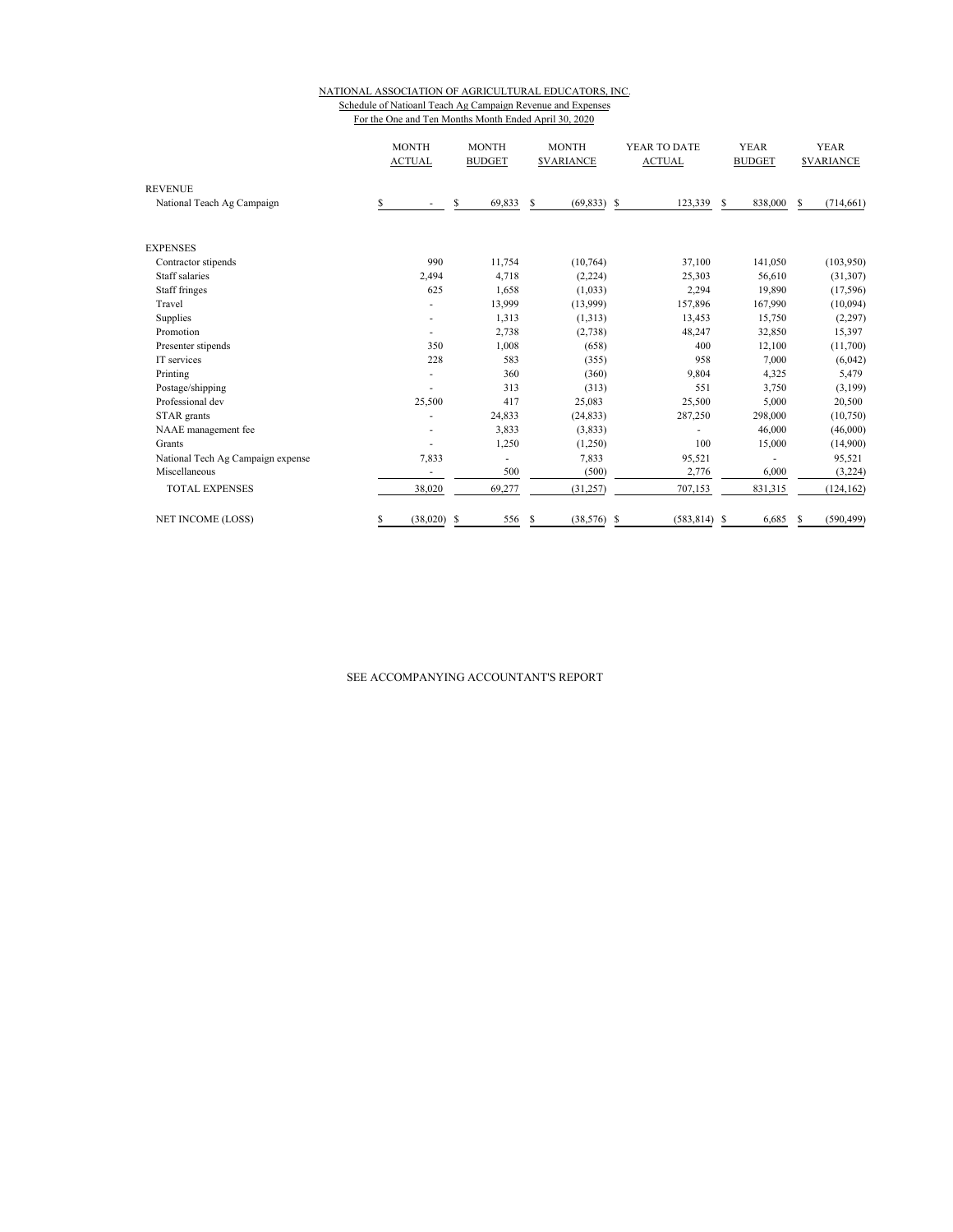NATIONAL ASSOCIATION OF AGRICULTURAL EDUCATORS, INC.

Schedule of Natioanl Teach Ag Campaign Revenue and Expenses

For the One and Ten Months Month Ended April 30, 2020

| | MONTH ACTUAL | MONTH BUDGET | MONTH $VARIANCE | YEAR TO DATE ACTUAL | YEAR BUDGET | YEAR $VARIANCE |
|---|---|---|---|---|---|---|
| REVENUE | | | | | | |
| National Teach Ag Campaign | $ - | $ 69,833 | $ (69,833) | $ 123,339 | $ 838,000 | $ (714,661) |
| EXPENSES | | | | | | |
| Contractor stipends | 990 | 11,754 | (10,764) | 37,100 | 141,050 | (103,950) |
| Staff salaries | 2,494 | 4,718 | (2,224) | 25,303 | 56,610 | (31,307) |
| Staff fringes | 625 | 1,658 | (1,033) | 2,294 | 19,890 | (17,596) |
| Travel | - | 13,999 | (13,999) | 157,896 | 167,990 | (10,094) |
| Supplies | - | 1,313 | (1,313) | 13,453 | 15,750 | (2,297) |
| Promotion | - | 2,738 | (2,738) | 48,247 | 32,850 | 15,397 |
| Presenter stipends | 350 | 1,008 | (658) | 400 | 12,100 | (11,700) |
| IT services | 228 | 583 | (355) | 958 | 7,000 | (6,042) |
| Printing | - | 360 | (360) | 9,804 | 4,325 | 5,479 |
| Postage/shipping | - | 313 | (313) | 551 | 3,750 | (3,199) |
| Professional dev | 25,500 | 417 | 25,083 | 25,500 | 5,000 | 20,500 |
| STAR grants | - | 24,833 | (24,833) | 287,250 | 298,000 | (10,750) |
| NAAE management fee | - | 3,833 | (3,833) | - | 46,000 | (46,000) |
| Grants | - | 1,250 | (1,250) | 100 | 15,000 | (14,900) |
| National Tech Ag Campaign expense | 7,833 | - | 7,833 | 95,521 | - | 95,521 |
| Miscellaneous | - | 500 | (500) | 2,776 | 6,000 | (3,224) |
| TOTAL EXPENSES | 38,020 | 69,277 | (31,257) | 707,153 | 831,315 | (124,162) |
| NET INCOME (LOSS) | $ (38,020) | $ 556 | $ (38,576) | $ (583,814) | $ 6,685 | $ (590,499) |

SEE ACCOMPANYING ACCOUNTANT'S REPORT